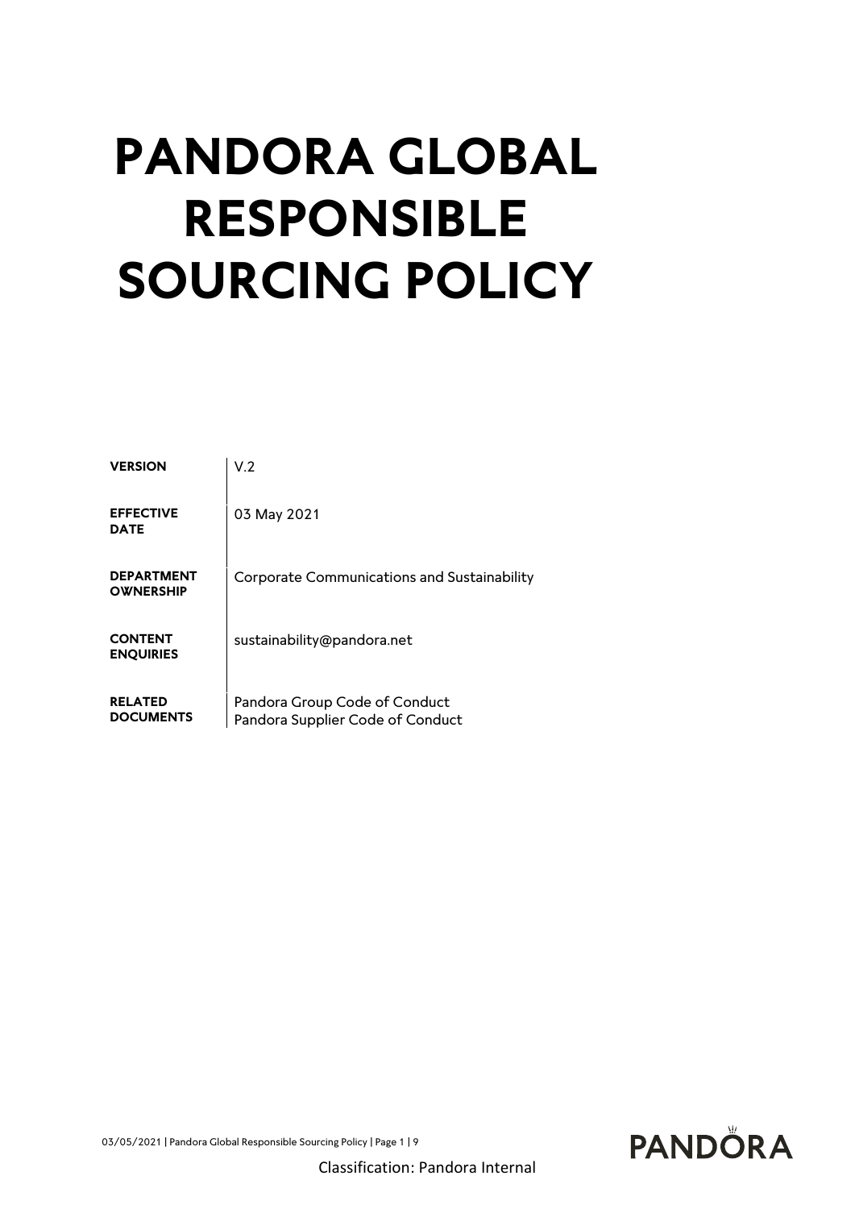# PANDORA GLOBAL RESPONSIBLE SOURCING POLICY

| | |
|---|---|
| **VERSION** | V.2 |
| **EFFECTIVE DATE** | 03 May 2021 |
| **DEPARTMENT OWNERSHIP** | Corporate Communications and Sustainability |
| **CONTENT ENQUIRIES** | sustainability@pandora.net |
| **RELATED DOCUMENTS** | Pandora Group Code of Conduct<br>Pandora Supplier Code of Conduct |

Classification: Pandora Internal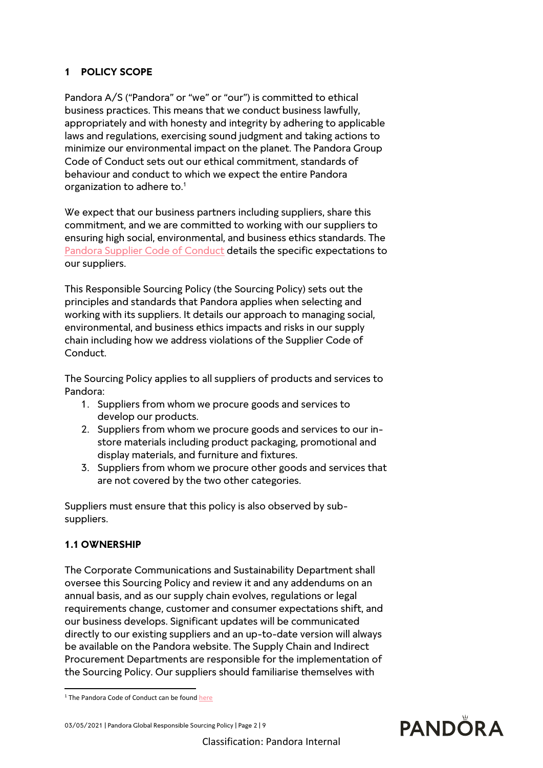## 1 POLICY SCOPE

Pandora A/S ("Pandora" or "we" or "our") is committed to ethical business practices. This means that we conduct business lawfully, appropriately and with honesty and integrity by adhering to applicable laws and regulations, exercising sound judgment and taking actions to minimize our environmental impact on the planet. The Pandora Group Code of Conduct sets out our ethical commitment, standards of behaviour and conduct to which we expect the entire Pandora organization to adhere to.[1]

We expect that our business partners including suppliers, share this commitment, and we are committed to working with our suppliers to ensuring high social, environmental, and business ethics standards. The Pandora Supplier Code of Conduct details the specific expectations to our suppliers.

This Responsible Sourcing Policy (the Sourcing Policy) sets out the principles and standards that Pandora applies when selecting and working with its suppliers. It details our approach to managing social, environmental, and business ethics impacts and risks in our supply chain including how we address violations of the Supplier Code of Conduct.

The Sourcing Policy applies to all suppliers of products and services to Pandora:

1. Suppliers from whom we procure goods and services to develop our products.
2. Suppliers from whom we procure goods and services to our in-store materials including product packaging, promotional and display materials, and furniture and fixtures.
3. Suppliers from whom we procure other goods and services that are not covered by the two other categories.

Suppliers must ensure that this policy is also observed by sub-suppliers.

### 1.1 OWNERSHIP

The Corporate Communications and Sustainability Department shall oversee this Sourcing Policy and review it and any addendums on an annual basis, and as our supply chain evolves, regulations or legal requirements change, customer and consumer expectations shift, and our business develops. Significant updates will be communicated directly to our existing suppliers and an up-to-date version will always be available on the Pandora website. The Supply Chain and Indirect Procurement Departments are responsible for the implementation of the Sourcing Policy. Our suppliers should familiarise themselves with

[1] The Pandora Code of Conduct can be found here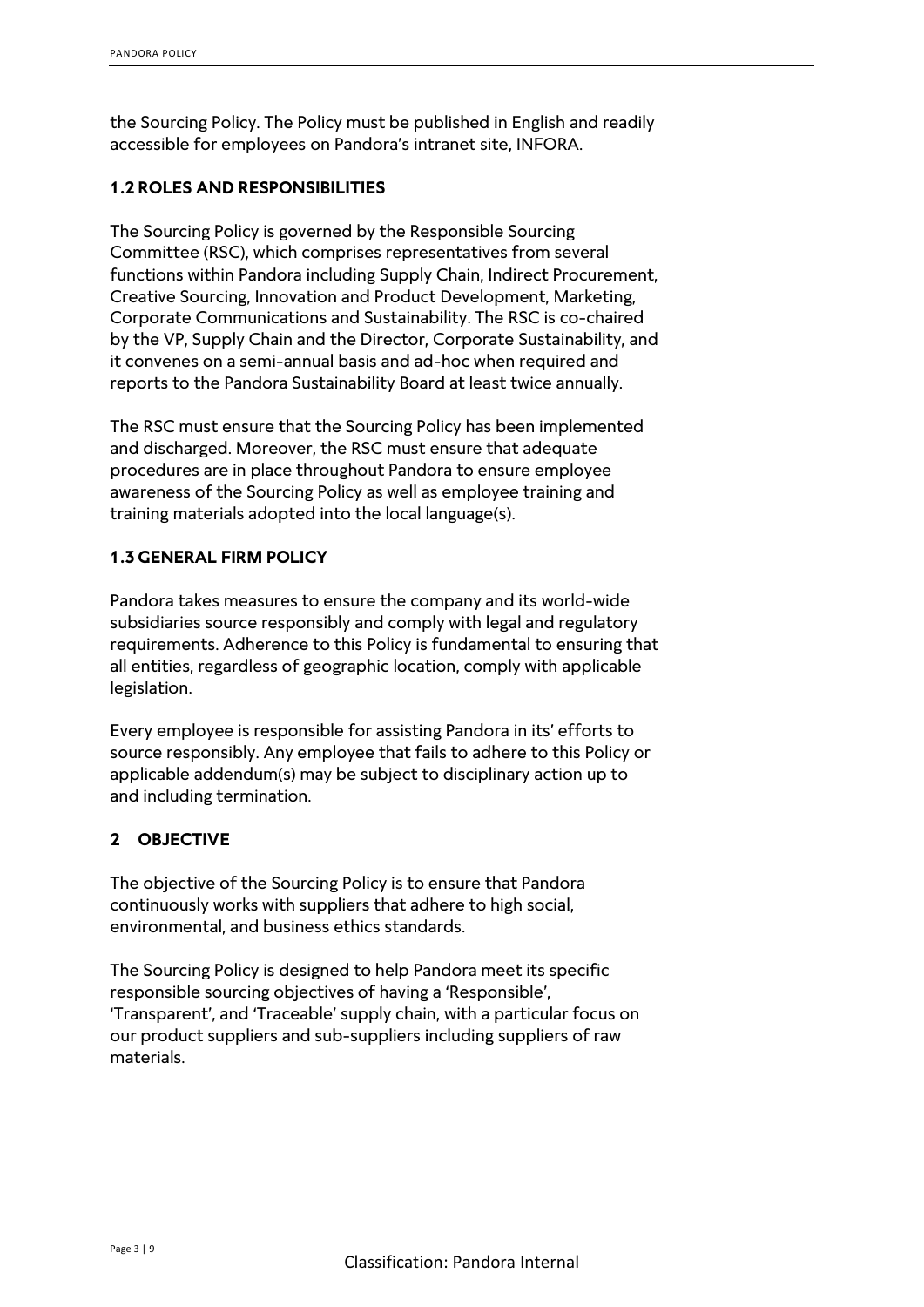the Sourcing Policy. The Policy must be published in English and readily accessible for employees on Pandora's intranet site, INFORA.

### 1.2 ROLES AND RESPONSIBILITIES

The Sourcing Policy is governed by the Responsible Sourcing Committee (RSC), which comprises representatives from several functions within Pandora including Supply Chain, Indirect Procurement, Creative Sourcing, Innovation and Product Development, Marketing, Corporate Communications and Sustainability. The RSC is co-chaired by the VP, Supply Chain and the Director, Corporate Sustainability, and it convenes on a semi-annual basis and ad-hoc when required and reports to the Pandora Sustainability Board at least twice annually.

The RSC must ensure that the Sourcing Policy has been implemented and discharged. Moreover, the RSC must ensure that adequate procedures are in place throughout Pandora to ensure employee awareness of the Sourcing Policy as well as employee training and training materials adopted into the local language(s).

### 1.3 GENERAL FIRM POLICY

Pandora takes measures to ensure the company and its world-wide subsidiaries source responsibly and comply with legal and regulatory requirements. Adherence to this Policy is fundamental to ensuring that all entities, regardless of geographic location, comply with applicable legislation.

Every employee is responsible for assisting Pandora in its' efforts to source responsibly. Any employee that fails to adhere to this Policy or applicable addendum(s) may be subject to disciplinary action up to and including termination.

## 2 OBJECTIVE

The objective of the Sourcing Policy is to ensure that Pandora continuously works with suppliers that adhere to high social, environmental, and business ethics standards.

The Sourcing Policy is designed to help Pandora meet its specific responsible sourcing objectives of having a 'Responsible', 'Transparent', and 'Traceable' supply chain, with a particular focus on our product suppliers and sub-suppliers including suppliers of raw materials.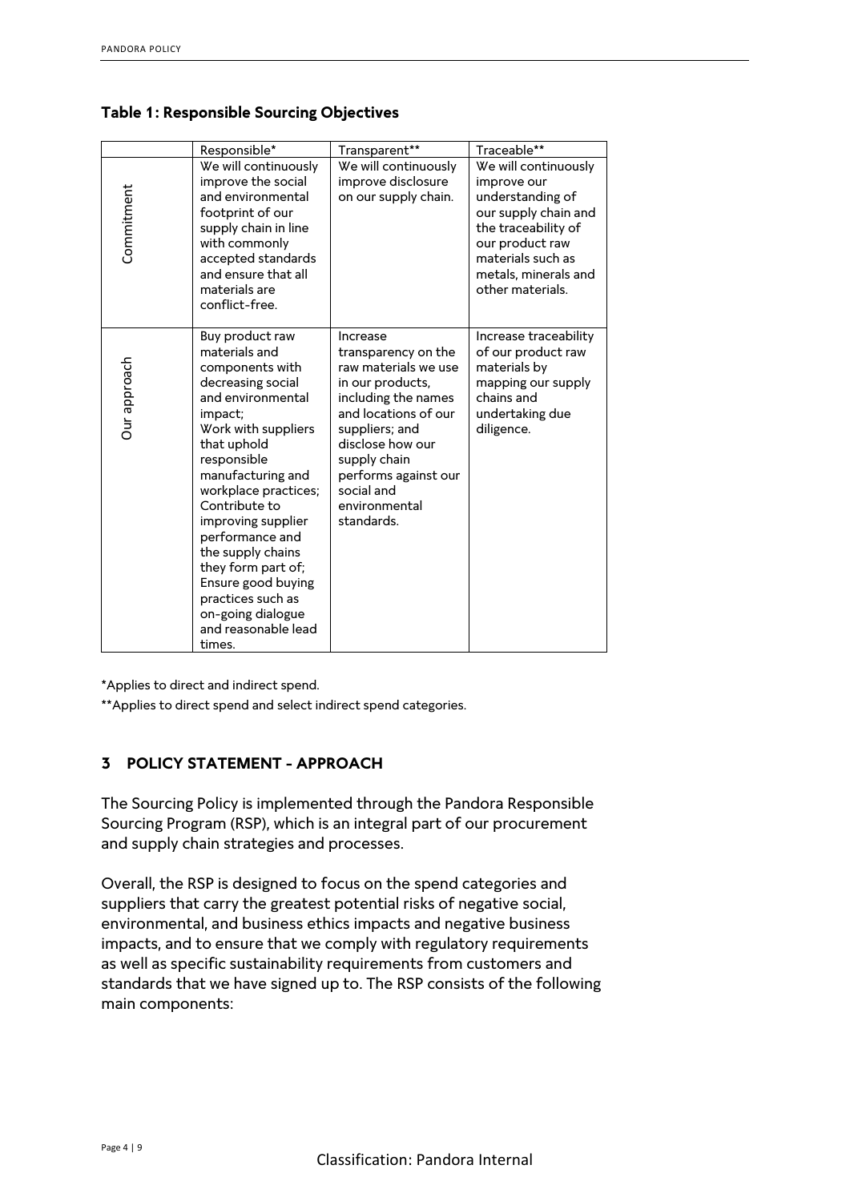**Table 1: Responsible Sourcing Objectives**

| | Responsible* | Transparent** | Traceable** |
|---|---|---|---|
| Commitment | We will continuously improve the social and environmental footprint of our supply chain in line with commonly accepted standards and ensure that all materials are conflict-free. | We will continuously improve disclosure on our supply chain. | We will continuously improve our understanding of our supply chain and the traceability of our product raw materials such as metals, minerals and other materials. |
| Our approach | Buy product raw materials and components with decreasing social and environmental impact; Work with suppliers that uphold responsible manufacturing and workplace practices; Contribute to improving supplier performance and the supply chains they form part of; Ensure good buying practices such as on-going dialogue and reasonable lead times. | Increase transparency on the raw materials we use in our products, including the names and locations of our suppliers; and disclose how our supply chain performs against our social and environmental standards. | Increase traceability of our product raw materials by mapping our supply chains and undertaking due diligence. |

*Applies to direct and indirect spend.

**Applies to direct spend and select indirect spend categories.

## 3 POLICY STATEMENT - APPROACH

The Sourcing Policy is implemented through the Pandora Responsible Sourcing Program (RSP), which is an integral part of our procurement and supply chain strategies and processes.

Overall, the RSP is designed to focus on the spend categories and suppliers that carry the greatest potential risks of negative social, environmental, and business ethics impacts and negative business impacts, and to ensure that we comply with regulatory requirements as well as specific sustainability requirements from customers and standards that we have signed up to. The RSP consists of the following main components:

Classification: Pandora Internal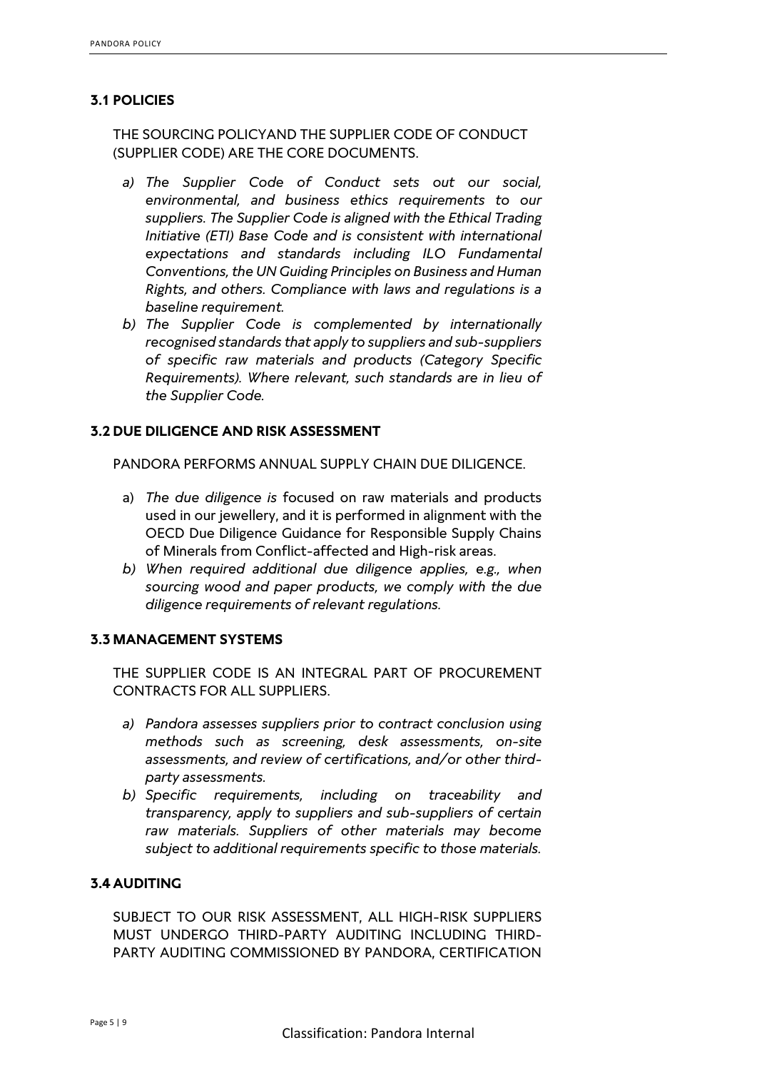### 3.1 POLICIES

THE SOURCING POLICYAND THE SUPPLIER CODE OF CONDUCT (SUPPLIER CODE) ARE THE CORE DOCUMENTS.

a) *The Supplier Code of Conduct sets out our social, environmental, and business ethics requirements to our suppliers. The Supplier Code is aligned with the Ethical Trading Initiative (ETI) Base Code and is consistent with international expectations and standards including ILO Fundamental Conventions, the UN Guiding Principles on Business and Human Rights, and others. Compliance with laws and regulations is a baseline requirement.*

b) *The Supplier Code is complemented by internationally recognised standards that apply to suppliers and sub-suppliers of specific raw materials and products (Category Specific Requirements). Where relevant, such standards are in lieu of the Supplier Code.*

### 3.2 DUE DILIGENCE AND RISK ASSESSMENT

PANDORA PERFORMS ANNUAL SUPPLY CHAIN DUE DILIGENCE.

a) *The due diligence is* focused on raw materials and products used in our jewellery, and it is performed in alignment with the OECD Due Diligence Guidance for Responsible Supply Chains of Minerals from Conflict-affected and High-risk areas.

b) *When required additional due diligence applies, e.g., when sourcing wood and paper products, we comply with the due diligence requirements of relevant regulations.*

### 3.3 MANAGEMENT SYSTEMS

THE SUPPLIER CODE IS AN INTEGRAL PART OF PROCUREMENT CONTRACTS FOR ALL SUPPLIERS.

a) *Pandora assesses suppliers prior to contract conclusion using methods such as screening, desk assessments, on-site assessments, and review of certifications, and/or other third-party assessments.*

b) *Specific requirements, including on traceability and transparency, apply to suppliers and sub-suppliers of certain raw materials. Suppliers of other materials may become subject to additional requirements specific to those materials.*

### 3.4 AUDITING

SUBJECT TO OUR RISK ASSESSMENT, ALL HIGH-RISK SUPPLIERS MUST UNDERGO THIRD-PARTY AUDITING INCLUDING THIRD-PARTY AUDITING COMMISSIONED BY PANDORA, CERTIFICATION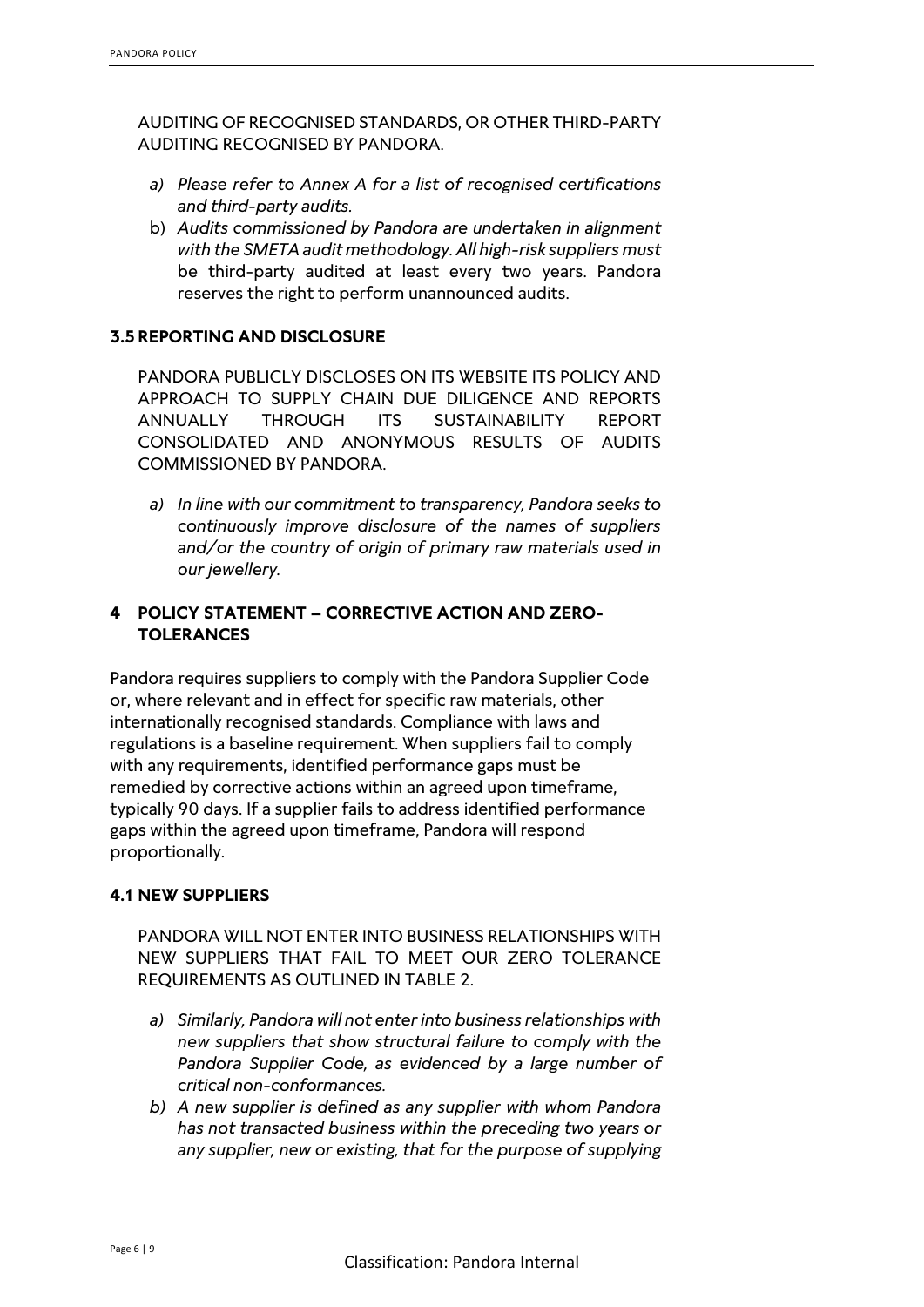AUDITING OF RECOGNISED STANDARDS, OR OTHER THIRD-PARTY AUDITING RECOGNISED BY PANDORA.

a) *Please refer to Annex A for a list of recognised certifications and third-party audits.*
b) *Audits commissioned by Pandora are undertaken in alignment with the SMETA audit methodology. All high-risk suppliers must* be third-party audited at least every two years. Pandora reserves the right to perform unannounced audits.

### 3.5 REPORTING AND DISCLOSURE

PANDORA PUBLICLY DISCLOSES ON ITS WEBSITE ITS POLICY AND APPROACH TO SUPPLY CHAIN DUE DILIGENCE AND REPORTS ANNUALLY THROUGH ITS SUSTAINABILITY REPORT CONSOLIDATED AND ANONYMOUS RESULTS OF AUDITS COMMISSIONED BY PANDORA.

a) *In line with our commitment to transparency, Pandora seeks to continuously improve disclosure of the names of suppliers and/or the country of origin of primary raw materials used in our jewellery.*

## 4 POLICY STATEMENT – CORRECTIVE ACTION AND ZERO-TOLERANCES

Pandora requires suppliers to comply with the Pandora Supplier Code or, where relevant and in effect for specific raw materials, other internationally recognised standards. Compliance with laws and regulations is a baseline requirement. When suppliers fail to comply with any requirements, identified performance gaps must be remedied by corrective actions within an agreed upon timeframe, typically 90 days. If a supplier fails to address identified performance gaps within the agreed upon timeframe, Pandora will respond proportionally.

### 4.1 NEW SUPPLIERS

PANDORA WILL NOT ENTER INTO BUSINESS RELATIONSHIPS WITH NEW SUPPLIERS THAT FAIL TO MEET OUR ZERO TOLERANCE REQUIREMENTS AS OUTLINED IN TABLE 2.

a) *Similarly, Pandora will not enter into business relationships with new suppliers that show structural failure to comply with the Pandora Supplier Code, as evidenced by a large number of critical non-conformances.*
b) *A new supplier is defined as any supplier with whom Pandora has not transacted business within the preceding two years or any supplier, new or existing, that for the purpose of supplying*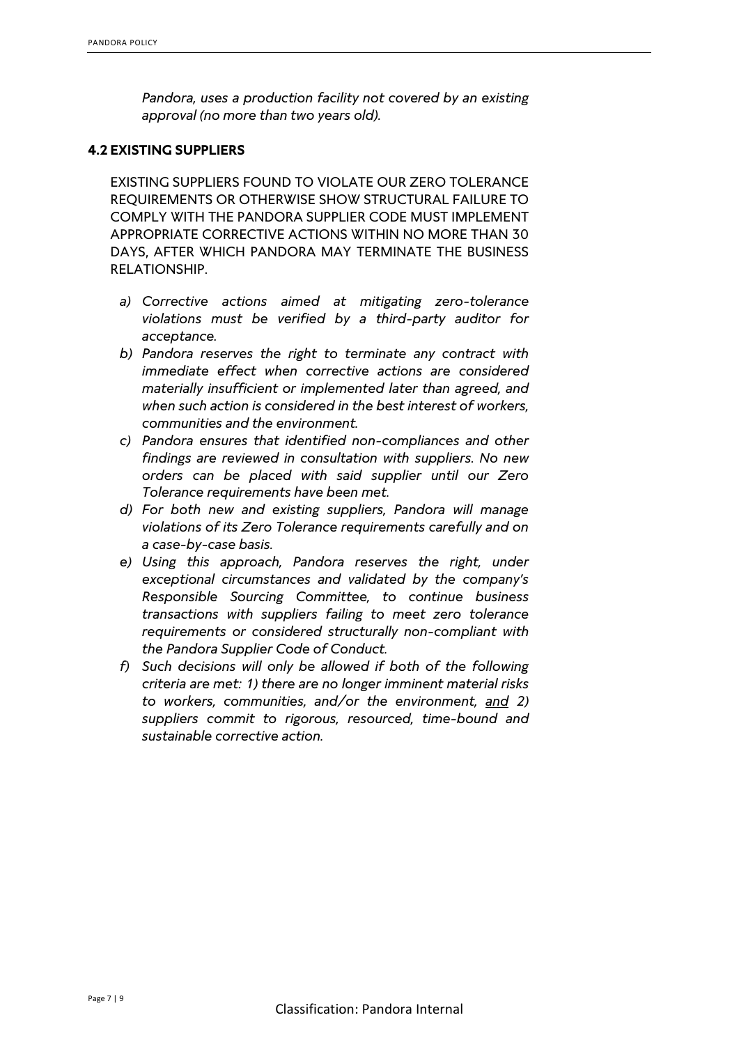*Pandora, uses a production facility not covered by an existing approval (no more than two years old).*

### 4.2 EXISTING SUPPLIERS

EXISTING SUPPLIERS FOUND TO VIOLATE OUR ZERO TOLERANCE REQUIREMENTS OR OTHERWISE SHOW STRUCTURAL FAILURE TO COMPLY WITH THE PANDORA SUPPLIER CODE MUST IMPLEMENT APPROPRIATE CORRECTIVE ACTIONS WITHIN NO MORE THAN 30 DAYS, AFTER WHICH PANDORA MAY TERMINATE THE BUSINESS RELATIONSHIP.

a) *Corrective actions aimed at mitigating zero-tolerance violations must be verified by a third-party auditor for acceptance.*
b) *Pandora reserves the right to terminate any contract with immediate effect when corrective actions are considered materially insufficient or implemented later than agreed, and when such action is considered in the best interest of workers, communities and the environment.*
c) *Pandora ensures that identified non-compliances and other findings are reviewed in consultation with suppliers. No new orders can be placed with said supplier until our Zero Tolerance requirements have been met.*
d) *For both new and existing suppliers, Pandora will manage violations of its Zero Tolerance requirements carefully and on a case-by-case basis.*
e) *Using this approach, Pandora reserves the right, under exceptional circumstances and validated by the company's Responsible Sourcing Committee, to continue business transactions with suppliers failing to meet zero tolerance requirements or considered structurally non-compliant with the Pandora Supplier Code of Conduct.*
f) *Such decisions will only be allowed if both of the following criteria are met: 1) there are no longer imminent material risks to workers, communities, and/or the environment, <u>and</u> 2) suppliers commit to rigorous, resourced, time-bound and sustainable corrective action.*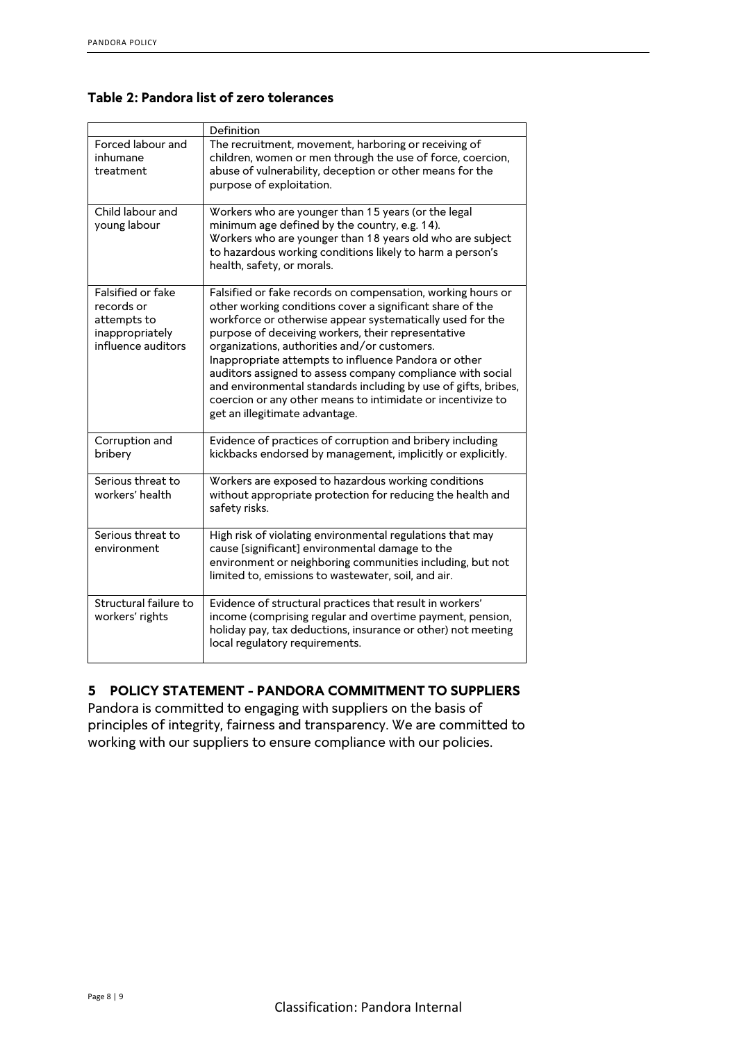### Table 2: Pandora list of zero tolerances

| | Definition |
|---|---|
| Forced labour and inhumane treatment | The recruitment, movement, harboring or receiving of children, women or men through the use of force, coercion, abuse of vulnerability, deception or other means for the purpose of exploitation. |
| Child labour and young labour | Workers who are younger than 15 years (or the legal minimum age defined by the country, e.g. 14).<br>Workers who are younger than 18 years old who are subject to hazardous working conditions likely to harm a person's health, safety, or morals. |
| Falsified or fake records or attempts to inappropriately influence auditors | Falsified or fake records on compensation, working hours or other working conditions cover a significant share of the workforce or otherwise appear systematically used for the purpose of deceiving workers, their representative organizations, authorities and/or customers.<br>Inappropriate attempts to influence Pandora or other auditors assigned to assess company compliance with social and environmental standards including by use of gifts, bribes, coercion or any other means to intimidate or incentivize to get an illegitimate advantage. |
| Corruption and bribery | Evidence of practices of corruption and bribery including kickbacks endorsed by management, implicitly or explicitly. |
| Serious threat to workers' health | Workers are exposed to hazardous working conditions without appropriate protection for reducing the health and safety risks. |
| Serious threat to environment | High risk of violating environmental regulations that may cause [significant] environmental damage to the environment or neighboring communities including, but not limited to, emissions to wastewater, soil, and air. |
| Structural failure to workers' rights | Evidence of structural practices that result in workers' income (comprising regular and overtime payment, pension, holiday pay, tax deductions, insurance or other) not meeting local regulatory requirements. |

## 5 POLICY STATEMENT - PANDORA COMMITMENT TO SUPPLIERS

Pandora is committed to engaging with suppliers on the basis of principles of integrity, fairness and transparency. We are committed to working with our suppliers to ensure compliance with our policies.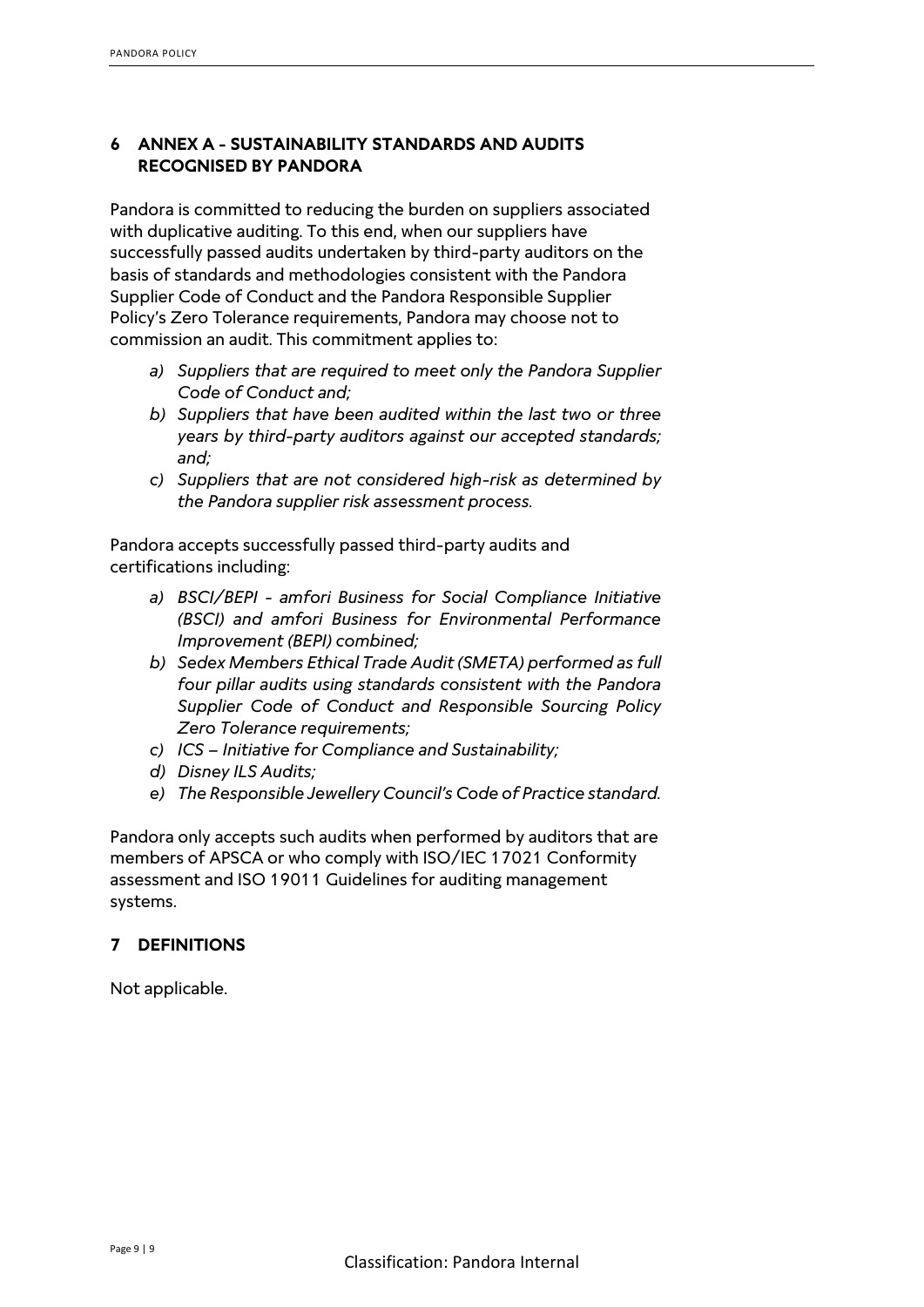## 6 ANNEX A - SUSTAINABILITY STANDARDS AND AUDITS RECOGNISED BY PANDORA

Pandora is committed to reducing the burden on suppliers associated with duplicative auditing. To this end, when our suppliers have successfully passed audits undertaken by third-party auditors on the basis of standards and methodologies consistent with the Pandora Supplier Code of Conduct and the Pandora Responsible Supplier Policy's Zero Tolerance requirements, Pandora may choose not to commission an audit. This commitment applies to:

a) *Suppliers that are required to meet only the Pandora Supplier Code of Conduct and;*
b) *Suppliers that have been audited within the last two or three years by third-party auditors against our accepted standards; and;*
c) *Suppliers that are not considered high-risk as determined by the Pandora supplier risk assessment process.*

Pandora accepts successfully passed third-party audits and certifications including:

a) *BSCI/BEPI - amfori Business for Social Compliance Initiative (BSCI) and amfori Business for Environmental Performance Improvement (BEPI) combined;*
b) *Sedex Members Ethical Trade Audit (SMETA) performed as full four pillar audits using standards consistent with the Pandora Supplier Code of Conduct and Responsible Sourcing Policy Zero Tolerance requirements;*
c) *ICS – Initiative for Compliance and Sustainability;*
d) *Disney ILS Audits;*
e) *The Responsible Jewellery Council's Code of Practice standard.*

Pandora only accepts such audits when performed by auditors that are members of APSCA or who comply with ISO/IEC 17021 Conformity assessment and ISO 19011 Guidelines for auditing management systems.

## 7 DEFINITIONS

Not applicable.